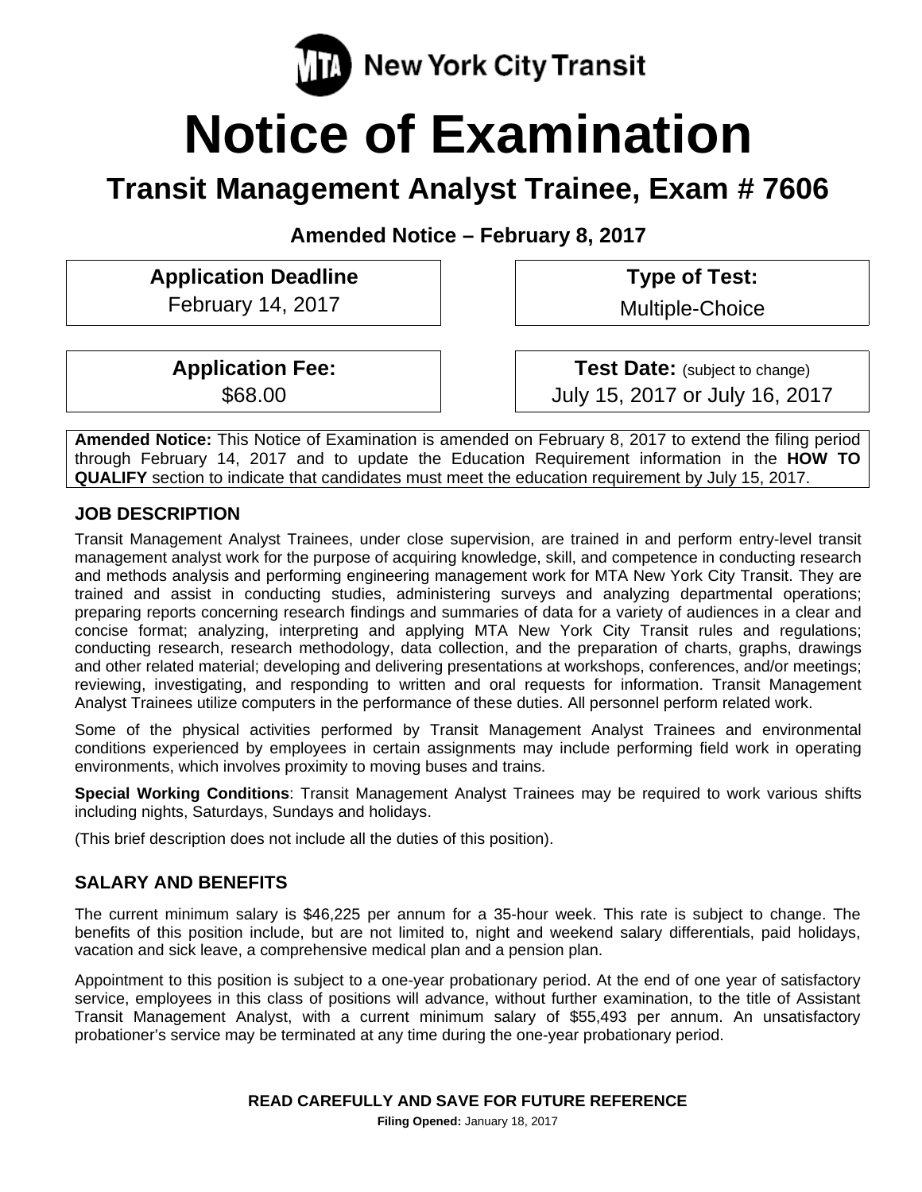MTA New York City Transit

# Notice of Examination

## Transit Management Analyst Trainee, Exam # 7606

**Amended Notice – February 8, 2017**

| **Application Deadline** | **Type of Test:** |
|---|---|
| February 14, 2017 | Multiple-Choice |
| **Application Fee:** | **Test Date:** (subject to change) |
| $68.00 | July 15, 2017 or July 16, 2017 |

**Amended Notice:** This Notice of Examination is amended on February 8, 2017 to extend the filing period through February 14, 2017 and to update the Education Requirement information in the **HOW TO QUALIFY** section to indicate that candidates must meet the education requirement by July 15, 2017.

### JOB DESCRIPTION

Transit Management Analyst Trainees, under close supervision, are trained in and perform entry-level transit management analyst work for the purpose of acquiring knowledge, skill, and competence in conducting research and methods analysis and performing engineering management work for MTA New York City Transit. They are trained and assist in conducting studies, administering surveys and analyzing departmental operations; preparing reports concerning research findings and summaries of data for a variety of audiences in a clear and concise format; analyzing, interpreting and applying MTA New York City Transit rules and regulations; conducting research, research methodology, data collection, and the preparation of charts, graphs, drawings and other related material; developing and delivering presentations at workshops, conferences, and/or meetings; reviewing, investigating, and responding to written and oral requests for information. Transit Management Analyst Trainees utilize computers in the performance of these duties. All personnel perform related work.

Some of the physical activities performed by Transit Management Analyst Trainees and environmental conditions experienced by employees in certain assignments may include performing field work in operating environments, which involves proximity to moving buses and trains.

**Special Working Conditions**: Transit Management Analyst Trainees may be required to work various shifts including nights, Saturdays, Sundays and holidays.

(This brief description does not include all the duties of this position).

### SALARY AND BENEFITS

The current minimum salary is $46,225 per annum for a 35-hour week. This rate is subject to change. The benefits of this position include, but are not limited to, night and weekend salary differentials, paid holidays, vacation and sick leave, a comprehensive medical plan and a pension plan.

Appointment to this position is subject to a one-year probationary period. At the end of one year of satisfactory service, employees in this class of positions will advance, without further examination, to the title of Assistant Transit Management Analyst, with a current minimum salary of $55,493 per annum. An unsatisfactory probationer's service may be terminated at any time during the one-year probationary period.

**READ CAREFULLY AND SAVE FOR FUTURE REFERENCE**

**Filing Opened:** January 18, 2017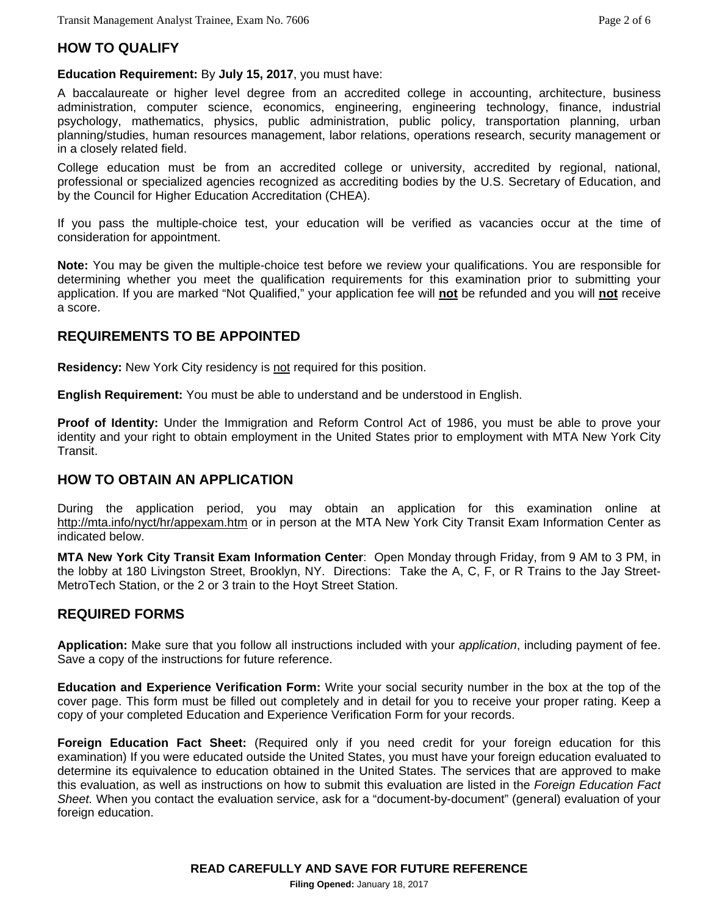## HOW TO QUALIFY

**Education Requirement:** By **July 15, 2017**, you must have:

A baccalaureate or higher level degree from an accredited college in accounting, architecture, business administration, computer science, economics, engineering, engineering technology, finance, industrial psychology, mathematics, physics, public administration, public policy, transportation planning, urban planning/studies, human resources management, labor relations, operations research, security management or in a closely related field.

College education must be from an accredited college or university, accredited by regional, national, professional or specialized agencies recognized as accrediting bodies by the U.S. Secretary of Education, and by the Council for Higher Education Accreditation (CHEA).

If you pass the multiple-choice test, your education will be verified as vacancies occur at the time of consideration for appointment.

**Note:** You may be given the multiple-choice test before we review your qualifications. You are responsible for determining whether you meet the qualification requirements for this examination prior to submitting your application. If you are marked "Not Qualified," your application fee will **not** be refunded and you will **not** receive a score.

## REQUIREMENTS TO BE APPOINTED

**Residency:** New York City residency is not required for this position.

**English Requirement:** You must be able to understand and be understood in English.

**Proof of Identity:** Under the Immigration and Reform Control Act of 1986, you must be able to prove your identity and your right to obtain employment in the United States prior to employment with MTA New York City Transit.

## HOW TO OBTAIN AN APPLICATION

During the application period, you may obtain an application for this examination online at http://mta.info/nyct/hr/appexam.htm or in person at the MTA New York City Transit Exam Information Center as indicated below.

**MTA New York City Transit Exam Information Center**: Open Monday through Friday, from 9 AM to 3 PM, in the lobby at 180 Livingston Street, Brooklyn, NY. Directions: Take the A, C, F, or R Trains to the Jay Street-MetroTech Station, or the 2 or 3 train to the Hoyt Street Station.

## REQUIRED FORMS

**Application:** Make sure that you follow all instructions included with your *application*, including payment of fee. Save a copy of the instructions for future reference.

**Education and Experience Verification Form:** Write your social security number in the box at the top of the cover page. This form must be filled out completely and in detail for you to receive your proper rating. Keep a copy of your completed Education and Experience Verification Form for your records.

**Foreign Education Fact Sheet:** (Required only if you need credit for your foreign education for this examination) If you were educated outside the United States, you must have your foreign education evaluated to determine its equivalence to education obtained in the United States. The services that are approved to make this evaluation, as well as instructions on how to submit this evaluation are listed in the *Foreign Education Fact Sheet.* When you contact the evaluation service, ask for a "document-by-document" (general) evaluation of your foreign education.

**READ CAREFULLY AND SAVE FOR FUTURE REFERENCE**

**Filing Opened:** January 18, 2017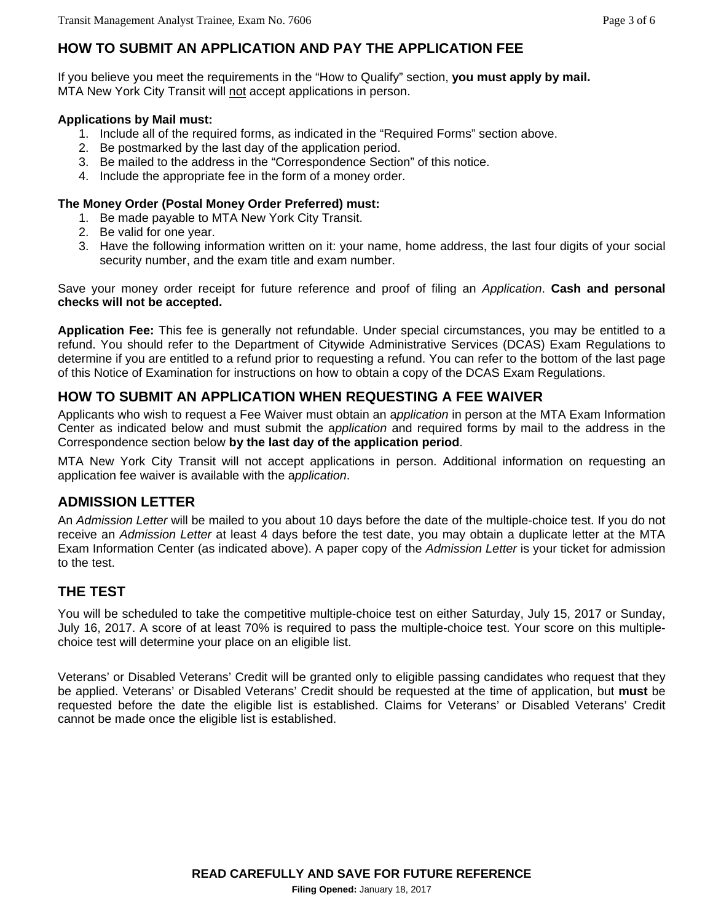## HOW TO SUBMIT AN APPLICATION AND PAY THE APPLICATION FEE

If you believe you meet the requirements in the "How to Qualify" section, **you must apply by mail.** MTA New York City Transit will not accept applications in person.

**Applications by Mail must:**

1. Include all of the required forms, as indicated in the "Required Forms" section above.
2. Be postmarked by the last day of the application period.
3. Be mailed to the address in the "Correspondence Section" of this notice.
4. Include the appropriate fee in the form of a money order.

**The Money Order (Postal Money Order Preferred) must:**

1. Be made payable to MTA New York City Transit.
2. Be valid for one year.
3. Have the following information written on it: your name, home address, the last four digits of your social security number, and the exam title and exam number.

Save your money order receipt for future reference and proof of filing an *Application*. **Cash and personal checks will not be accepted.**

**Application Fee:** This fee is generally not refundable. Under special circumstances, you may be entitled to a refund. You should refer to the Department of Citywide Administrative Services (DCAS) Exam Regulations to determine if you are entitled to a refund prior to requesting a refund. You can refer to the bottom of the last page of this Notice of Examination for instructions on how to obtain a copy of the DCAS Exam Regulations.

## HOW TO SUBMIT AN APPLICATION WHEN REQUESTING A FEE WAIVER

Applicants who wish to request a Fee Waiver must obtain an a*pplication* in person at the MTA Exam Information Center as indicated below and must submit the a*pplication* and required forms by mail to the address in the Correspondence section below **by the last day of the application period**.

MTA New York City Transit will not accept applications in person. Additional information on requesting an application fee waiver is available with the a*pplication*.

## ADMISSION LETTER

An *Admission Letter* will be mailed to you about 10 days before the date of the multiple-choice test. If you do not receive an *Admission Letter* at least 4 days before the test date, you may obtain a duplicate letter at the MTA Exam Information Center (as indicated above). A paper copy of the *Admission Letter* is your ticket for admission to the test.

## THE TEST

You will be scheduled to take the competitive multiple-choice test on either Saturday, July 15, 2017 or Sunday, July 16, 2017. A score of at least 70% is required to pass the multiple-choice test. Your score on this multiple-choice test will determine your place on an eligible list.

Veterans' or Disabled Veterans' Credit will be granted only to eligible passing candidates who request that they be applied. Veterans' or Disabled Veterans' Credit should be requested at the time of application, but **must** be requested before the date the eligible list is established. Claims for Veterans' or Disabled Veterans' Credit cannot be made once the eligible list is established.

**READ CAREFULLY AND SAVE FOR FUTURE REFERENCE**

**Filing Opened:** January 18, 2017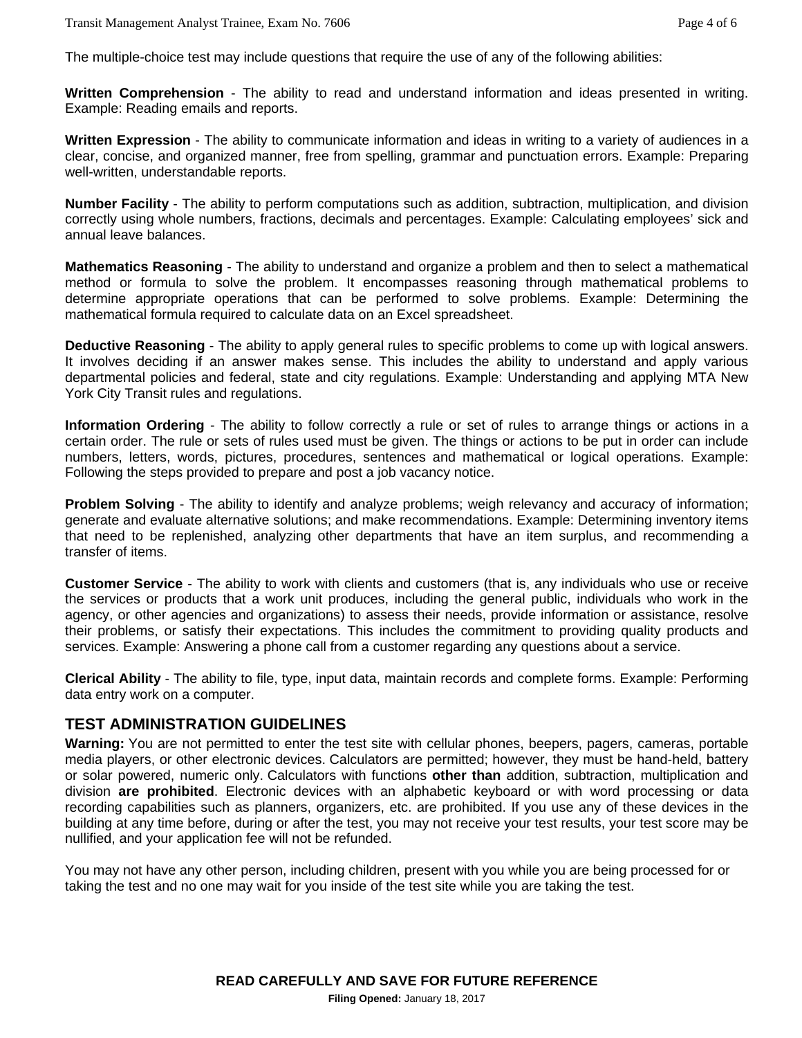The multiple-choice test may include questions that require the use of any of the following abilities:

**Written Comprehension** - The ability to read and understand information and ideas presented in writing. Example: Reading emails and reports.

**Written Expression** - The ability to communicate information and ideas in writing to a variety of audiences in a clear, concise, and organized manner, free from spelling, grammar and punctuation errors. Example: Preparing well-written, understandable reports.

**Number Facility** - The ability to perform computations such as addition, subtraction, multiplication, and division correctly using whole numbers, fractions, decimals and percentages. Example: Calculating employees' sick and annual leave balances.

**Mathematics Reasoning** - The ability to understand and organize a problem and then to select a mathematical method or formula to solve the problem. It encompasses reasoning through mathematical problems to determine appropriate operations that can be performed to solve problems. Example: Determining the mathematical formula required to calculate data on an Excel spreadsheet.

**Deductive Reasoning** - The ability to apply general rules to specific problems to come up with logical answers. It involves deciding if an answer makes sense. This includes the ability to understand and apply various departmental policies and federal, state and city regulations. Example: Understanding and applying MTA New York City Transit rules and regulations.

**Information Ordering** - The ability to follow correctly a rule or set of rules to arrange things or actions in a certain order. The rule or sets of rules used must be given. The things or actions to be put in order can include numbers, letters, words, pictures, procedures, sentences and mathematical or logical operations. Example: Following the steps provided to prepare and post a job vacancy notice.

**Problem Solving** - The ability to identify and analyze problems; weigh relevancy and accuracy of information; generate and evaluate alternative solutions; and make recommendations. Example: Determining inventory items that need to be replenished, analyzing other departments that have an item surplus, and recommending a transfer of items.

**Customer Service** - The ability to work with clients and customers (that is, any individuals who use or receive the services or products that a work unit produces, including the general public, individuals who work in the agency, or other agencies and organizations) to assess their needs, provide information or assistance, resolve their problems, or satisfy their expectations. This includes the commitment to providing quality products and services. Example: Answering a phone call from a customer regarding any questions about a service.

**Clerical Ability** - The ability to file, type, input data, maintain records and complete forms. Example: Performing data entry work on a computer.

## TEST ADMINISTRATION GUIDELINES

**Warning:** You are not permitted to enter the test site with cellular phones, beepers, pagers, cameras, portable media players, or other electronic devices. Calculators are permitted; however, they must be hand-held, battery or solar powered, numeric only. Calculators with functions **other than** addition, subtraction, multiplication and division **are prohibited**. Electronic devices with an alphabetic keyboard or with word processing or data recording capabilities such as planners, organizers, etc. are prohibited. If you use any of these devices in the building at any time before, during or after the test, you may not receive your test results, your test score may be nullified, and your application fee will not be refunded.

You may not have any other person, including children, present with you while you are being processed for or taking the test and no one may wait for you inside of the test site while you are taking the test.

**READ CAREFULLY AND SAVE FOR FUTURE REFERENCE**

**Filing Opened:** January 18, 2017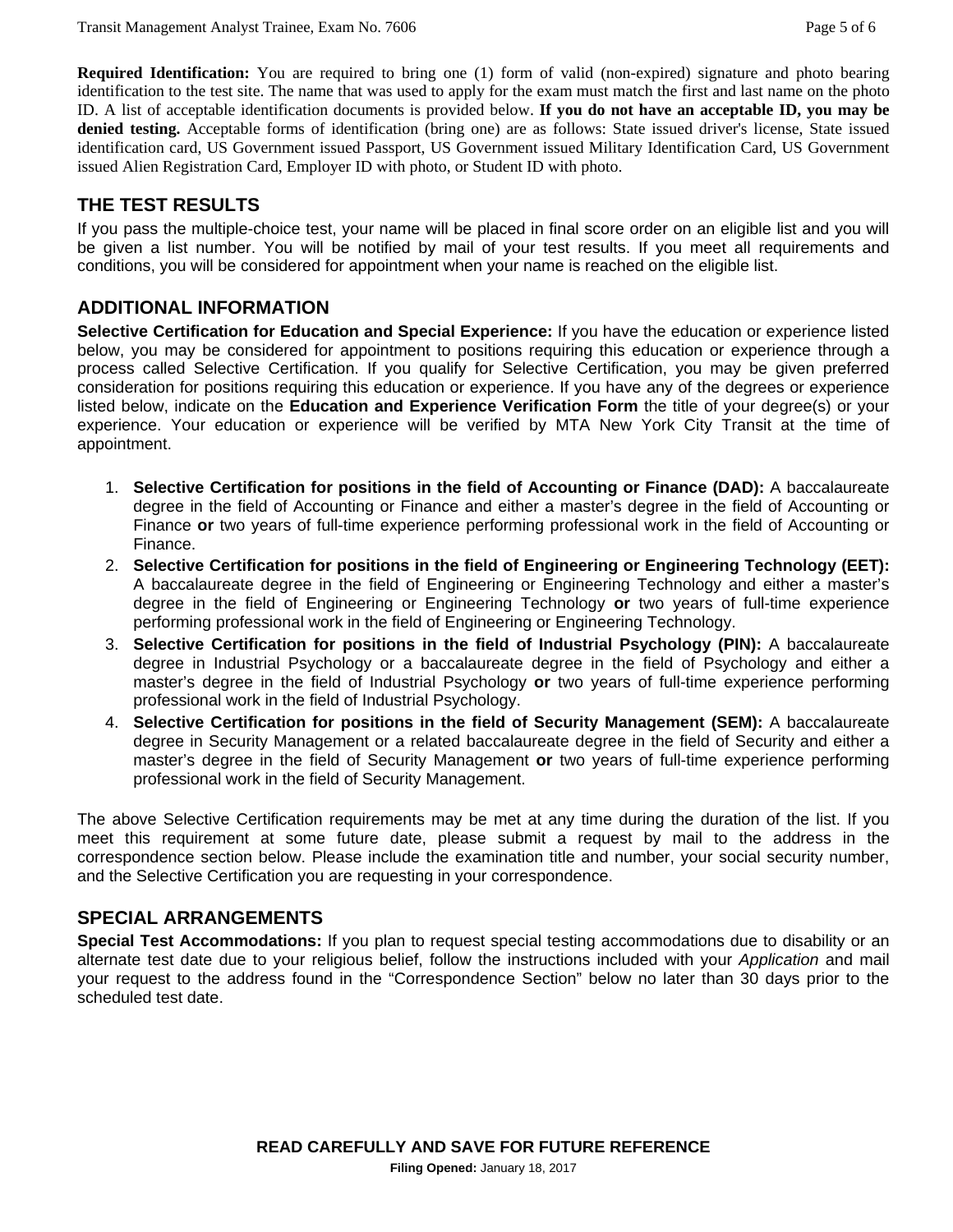**Required Identification:** You are required to bring one (1) form of valid (non-expired) signature and photo bearing identification to the test site. The name that was used to apply for the exam must match the first and last name on the photo ID. A list of acceptable identification documents is provided below. **If you do not have an acceptable ID, you may be denied testing.** Acceptable forms of identification (bring one) are as follows: State issued driver's license, State issued identification card, US Government issued Passport, US Government issued Military Identification Card, US Government issued Alien Registration Card, Employer ID with photo, or Student ID with photo.

## THE TEST RESULTS

If you pass the multiple-choice test, your name will be placed in final score order on an eligible list and you will be given a list number. You will be notified by mail of your test results. If you meet all requirements and conditions, you will be considered for appointment when your name is reached on the eligible list.

## ADDITIONAL INFORMATION

**Selective Certification for Education and Special Experience:** If you have the education or experience listed below, you may be considered for appointment to positions requiring this education or experience through a process called Selective Certification. If you qualify for Selective Certification, you may be given preferred consideration for positions requiring this education or experience. If you have any of the degrees or experience listed below, indicate on the **Education and Experience Verification Form** the title of your degree(s) or your experience. Your education or experience will be verified by MTA New York City Transit at the time of appointment.

1. **Selective Certification for positions in the field of Accounting or Finance (DAD):** A baccalaureate degree in the field of Accounting or Finance and either a master's degree in the field of Accounting or Finance **or** two years of full-time experience performing professional work in the field of Accounting or Finance.
2. **Selective Certification for positions in the field of Engineering or Engineering Technology (EET):** A baccalaureate degree in the field of Engineering or Engineering Technology and either a master's degree in the field of Engineering or Engineering Technology **or** two years of full-time experience performing professional work in the field of Engineering or Engineering Technology.
3. **Selective Certification for positions in the field of Industrial Psychology (PIN):** A baccalaureate degree in Industrial Psychology or a baccalaureate degree in the field of Psychology and either a master's degree in the field of Industrial Psychology **or** two years of full-time experience performing professional work in the field of Industrial Psychology.
4. **Selective Certification for positions in the field of Security Management (SEM):** A baccalaureate degree in Security Management or a related baccalaureate degree in the field of Security and either a master's degree in the field of Security Management **or** two years of full-time experience performing professional work in the field of Security Management.

The above Selective Certification requirements may be met at any time during the duration of the list. If you meet this requirement at some future date, please submit a request by mail to the address in the correspondence section below. Please include the examination title and number, your social security number, and the Selective Certification you are requesting in your correspondence.

## SPECIAL ARRANGEMENTS

**Special Test Accommodations:** If you plan to request special testing accommodations due to disability or an alternate test date due to your religious belief, follow the instructions included with your *Application* and mail your request to the address found in the "Correspondence Section" below no later than 30 days prior to the scheduled test date.

**READ CAREFULLY AND SAVE FOR FUTURE REFERENCE**

**Filing Opened:** January 18, 2017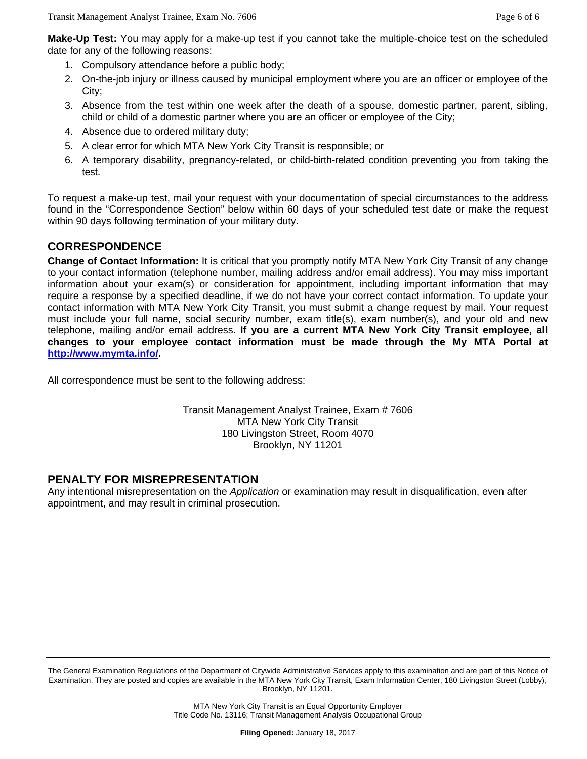**Make-Up Test:** You may apply for a make-up test if you cannot take the multiple-choice test on the scheduled date for any of the following reasons:

1. Compulsory attendance before a public body;
2. On-the-job injury or illness caused by municipal employment where you are an officer or employee of the City;
3. Absence from the test within one week after the death of a spouse, domestic partner, parent, sibling, child or child of a domestic partner where you are an officer or employee of the City;
4. Absence due to ordered military duty;
5. A clear error for which MTA New York City Transit is responsible; or
6. A temporary disability, pregnancy-related, or child-birth-related condition preventing you from taking the test.

To request a make-up test, mail your request with your documentation of special circumstances to the address found in the "Correspondence Section" below within 60 days of your scheduled test date or make the request within 90 days following termination of your military duty.

## CORRESPONDENCE

**Change of Contact Information:** It is critical that you promptly notify MTA New York City Transit of any change to your contact information (telephone number, mailing address and/or email address). You may miss important information about your exam(s) or consideration for appointment, including important information that may require a response by a specified deadline, if we do not have your correct contact information. To update your contact information with MTA New York City Transit, you must submit a change request by mail. Your request must include your full name, social security number, exam title(s), exam number(s), and your old and new telephone, mailing and/or email address. **If you are a current MTA New York City Transit employee, all changes to your employee contact information must be made through the My MTA Portal at [http://www.mymta.info/](http://www.mymta.info/).**

All correspondence must be sent to the following address:

Transit Management Analyst Trainee, Exam # 7606
MTA New York City Transit
180 Livingston Street, Room 4070
Brooklyn, NY 11201

## PENALTY FOR MISREPRESENTATION

Any intentional misrepresentation on the *Application* or examination may result in disqualification, even after appointment, and may result in criminal prosecution.

---

The General Examination Regulations of the Department of Citywide Administrative Services apply to this examination and are part of this Notice of Examination. They are posted and copies are available in the MTA New York City Transit, Exam Information Center, 180 Livingston Street (Lobby), Brooklyn, NY 11201.

MTA New York City Transit is an Equal Opportunity Employer
Title Code No. 13116; Transit Management Analysis Occupational Group

**Filing Opened:** January 18, 2017